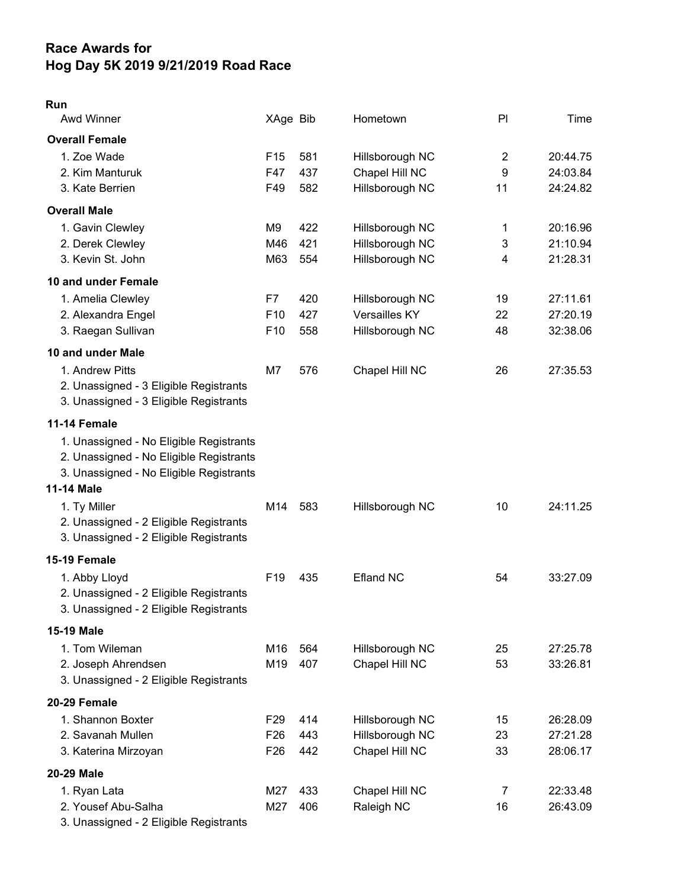# Race Awards for
# Hog Day 5K 2019 9/21/2019 Road Race

**Run**

| Awd Winner | XAge | Bib | Hometown | Pl | Time |
|---|---|---|---|---|---|
| **Overall Female** | | | | | |
| 1. Zoe Wade | F15 | 581 | Hillsborough NC | 2 | 20:44.75 |
| 2. Kim Manturuk | F47 | 437 | Chapel Hill NC | 9 | 24:03.84 |
| 3. Kate Berrien | F49 | 582 | Hillsborough NC | 11 | 24:24.82 |
| **Overall Male** | | | | | |
| 1. Gavin Clewley | M9 | 422 | Hillsborough NC | 1 | 20:16.96 |
| 2. Derek Clewley | M46 | 421 | Hillsborough NC | 3 | 21:10.94 |
| 3. Kevin St. John | M63 | 554 | Hillsborough NC | 4 | 21:28.31 |
| **10 and under Female** | | | | | |
| 1. Amelia Clewley | F7 | 420 | Hillsborough NC | 19 | 27:11.61 |
| 2. Alexandra Engel | F10 | 427 | Versailles KY | 22 | 27:20.19 |
| 3. Raegan Sullivan | F10 | 558 | Hillsborough NC | 48 | 32:38.06 |
| **10 and under Male** | | | | | |
| 1. Andrew Pitts | M7 | 576 | Chapel Hill NC | 26 | 27:35.53 |
| 2. Unassigned - 3 Eligible Registrants | | | | | |
| 3. Unassigned - 3 Eligible Registrants | | | | | |
| **11-14 Female** | | | | | |
| 1. Unassigned - No Eligible Registrants | | | | | |
| 2. Unassigned - No Eligible Registrants | | | | | |
| 3. Unassigned - No Eligible Registrants | | | | | |
| **11-14 Male** | | | | | |
| 1. Ty Miller | M14 | 583 | Hillsborough NC | 10 | 24:11.25 |
| 2. Unassigned - 2 Eligible Registrants | | | | | |
| 3. Unassigned - 2 Eligible Registrants | | | | | |
| **15-19 Female** | | | | | |
| 1. Abby Lloyd | F19 | 435 | Efland NC | 54 | 33:27.09 |
| 2. Unassigned - 2 Eligible Registrants | | | | | |
| 3. Unassigned - 2 Eligible Registrants | | | | | |
| **15-19 Male** | | | | | |
| 1. Tom Wileman | M16 | 564 | Hillsborough NC | 25 | 27:25.78 |
| 2. Joseph Ahrendsen | M19 | 407 | Chapel Hill NC | 53 | 33:26.81 |
| 3. Unassigned - 2 Eligible Registrants | | | | | |
| **20-29 Female** | | | | | |
| 1. Shannon Boxter | F29 | 414 | Hillsborough NC | 15 | 26:28.09 |
| 2. Savanah Mullen | F26 | 443 | Hillsborough NC | 23 | 27:21.28 |
| 3. Katerina Mirzoyan | F26 | 442 | Chapel Hill NC | 33 | 28:06.17 |
| **20-29 Male** | | | | | |
| 1. Ryan Lata | M27 | 433 | Chapel Hill NC | 7 | 22:33.48 |
| 2. Yousef Abu-Salha | M27 | 406 | Raleigh NC | 16 | 26:43.09 |
| 3. Unassigned - 2 Eligible Registrants | | | | | |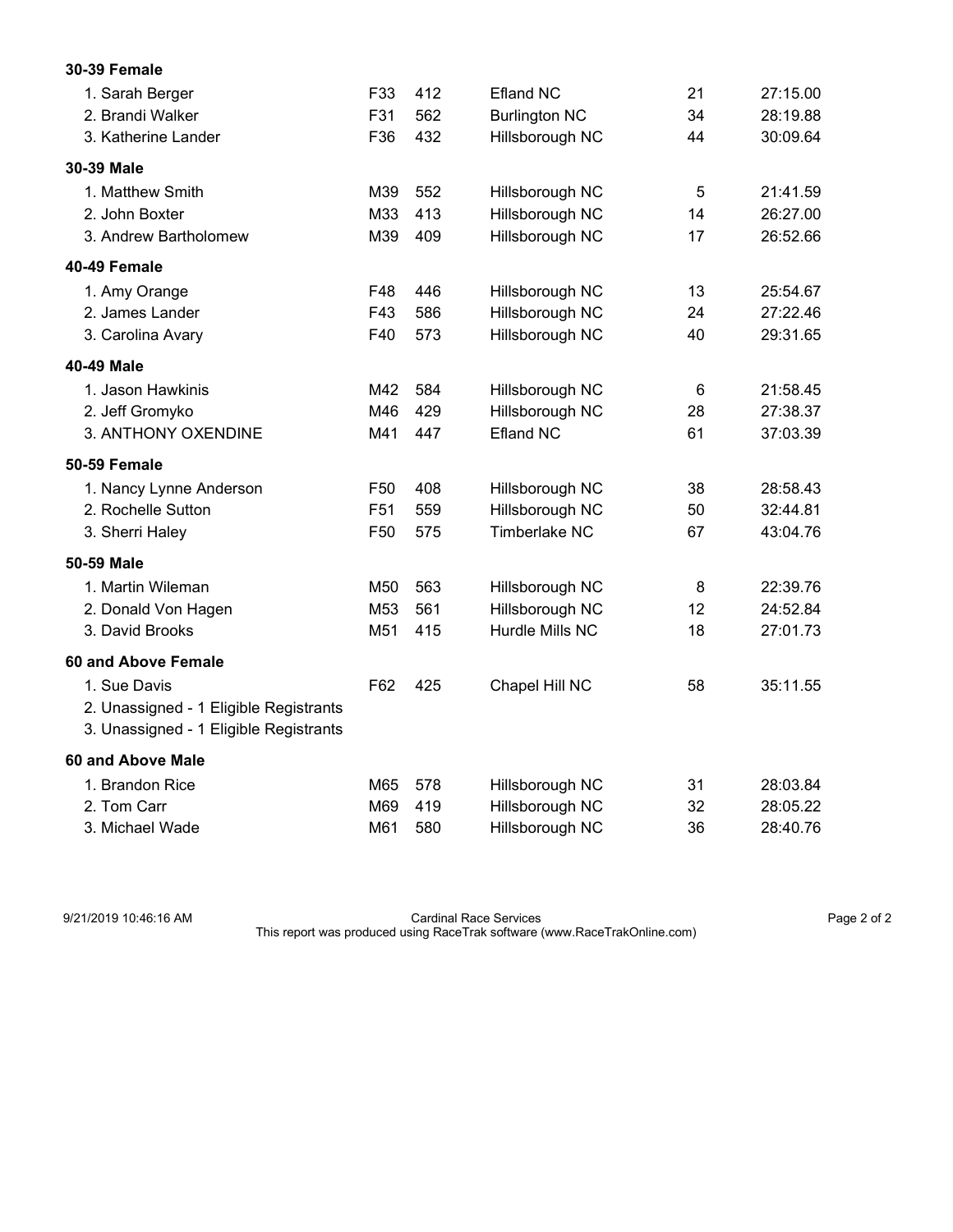**30-39 Female**

| | | | | | |
|---|---|---|---|---|---|
| 1. Sarah Berger | F33 | 412 | Efland NC | 21 | 27:15.00 |
| 2. Brandi Walker | F31 | 562 | Burlington NC | 34 | 28:19.88 |
| 3. Katherine Lander | F36 | 432 | Hillsborough NC | 44 | 30:09.64 |

**30-39 Male**

| | | | | | |
|---|---|---|---|---|---|
| 1. Matthew Smith | M39 | 552 | Hillsborough NC | 5 | 21:41.59 |
| 2. John Boxter | M33 | 413 | Hillsborough NC | 14 | 26:27.00 |
| 3. Andrew Bartholomew | M39 | 409 | Hillsborough NC | 17 | 26:52.66 |

**40-49 Female**

| | | | | | |
|---|---|---|---|---|---|
| 1. Amy Orange | F48 | 446 | Hillsborough NC | 13 | 25:54.67 |
| 2. James Lander | F43 | 586 | Hillsborough NC | 24 | 27:22.46 |
| 3. Carolina Avary | F40 | 573 | Hillsborough NC | 40 | 29:31.65 |

**40-49 Male**

| | | | | | |
|---|---|---|---|---|---|
| 1. Jason Hawkinis | M42 | 584 | Hillsborough NC | 6 | 21:58.45 |
| 2. Jeff Gromyko | M46 | 429 | Hillsborough NC | 28 | 27:38.37 |
| 3. ANTHONY OXENDINE | M41 | 447 | Efland NC | 61 | 37:03.39 |

**50-59 Female**

| | | | | | |
|---|---|---|---|---|---|
| 1. Nancy Lynne Anderson | F50 | 408 | Hillsborough NC | 38 | 28:58.43 |
| 2. Rochelle Sutton | F51 | 559 | Hillsborough NC | 50 | 32:44.81 |
| 3. Sherri Haley | F50 | 575 | Timberlake NC | 67 | 43:04.76 |

**50-59 Male**

| | | | | | |
|---|---|---|---|---|---|
| 1. Martin Wileman | M50 | 563 | Hillsborough NC | 8 | 22:39.76 |
| 2. Donald Von Hagen | M53 | 561 | Hillsborough NC | 12 | 24:52.84 |
| 3. David Brooks | M51 | 415 | Hurdle Mills NC | 18 | 27:01.73 |

**60 and Above Female**

| | | | | | |
|---|---|---|---|---|---|
| 1. Sue Davis | F62 | 425 | Chapel Hill NC | 58 | 35:11.55 |
| 2. Unassigned - 1 Eligible Registrants | | | | | |
| 3. Unassigned - 1 Eligible Registrants | | | | | |

**60 and Above Male**

| | | | | | |
|---|---|---|---|---|---|
| 1. Brandon Rice | M65 | 578 | Hillsborough NC | 31 | 28:03.84 |
| 2. Tom Carr | M69 | 419 | Hillsborough NC | 32 | 28:05.22 |
| 3. Michael Wade | M61 | 580 | Hillsborough NC | 36 | 28:40.76 |

9/21/2019 10:46:16 AM

Cardinal Race Services
This report was produced using RaceTrak software (www.RaceTrakOnline.com)